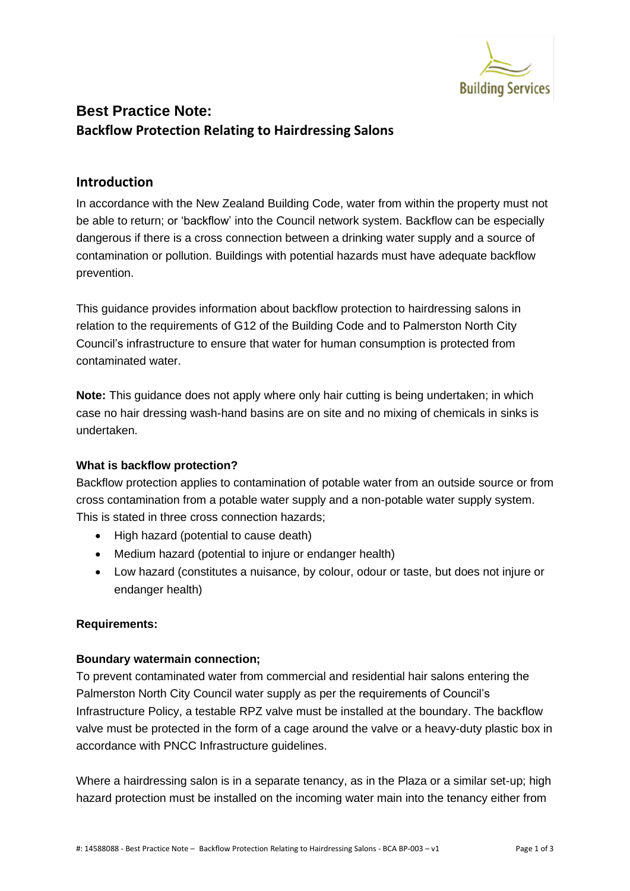# Best Practice Note:

## Backflow Protection Relating to Hairdressing Salons

## Introduction

In accordance with the New Zealand Building Code, water from within the property must not be able to return; or 'backflow' into the Council network system. Backflow can be especially dangerous if there is a cross connection between a drinking water supply and a source of contamination or pollution. Buildings with potential hazards must have adequate backflow prevention.

This guidance provides information about backflow protection to hairdressing salons in relation to the requirements of G12 of the Building Code and to Palmerston North City Council's infrastructure to ensure that water for human consumption is protected from contaminated water.

**Note:** This guidance does not apply where only hair cutting is being undertaken; in which case no hair dressing wash-hand basins are on site and no mixing of chemicals in sinks is undertaken.

### What is backflow protection?

Backflow protection applies to contamination of potable water from an outside source or from cross contamination from a potable water supply and a non-potable water supply system. This is stated in three cross connection hazards;

- High hazard (potential to cause death)
- Medium hazard (potential to injure or endanger health)
- Low hazard (constitutes a nuisance, by colour, odour or taste, but does not injure or endanger health)

### Requirements:

### Boundary watermain connection;

To prevent contaminated water from commercial and residential hair salons entering the Palmerston North City Council water supply as per the requirements of Council's Infrastructure Policy, a testable RPZ valve must be installed at the boundary. The backflow valve must be protected in the form of a cage around the valve or a heavy-duty plastic box in accordance with PNCC Infrastructure guidelines.

Where a hairdressing salon is in a separate tenancy, as in the Plaza or a similar set-up; high hazard protection must be installed on the incoming water main into the tenancy either from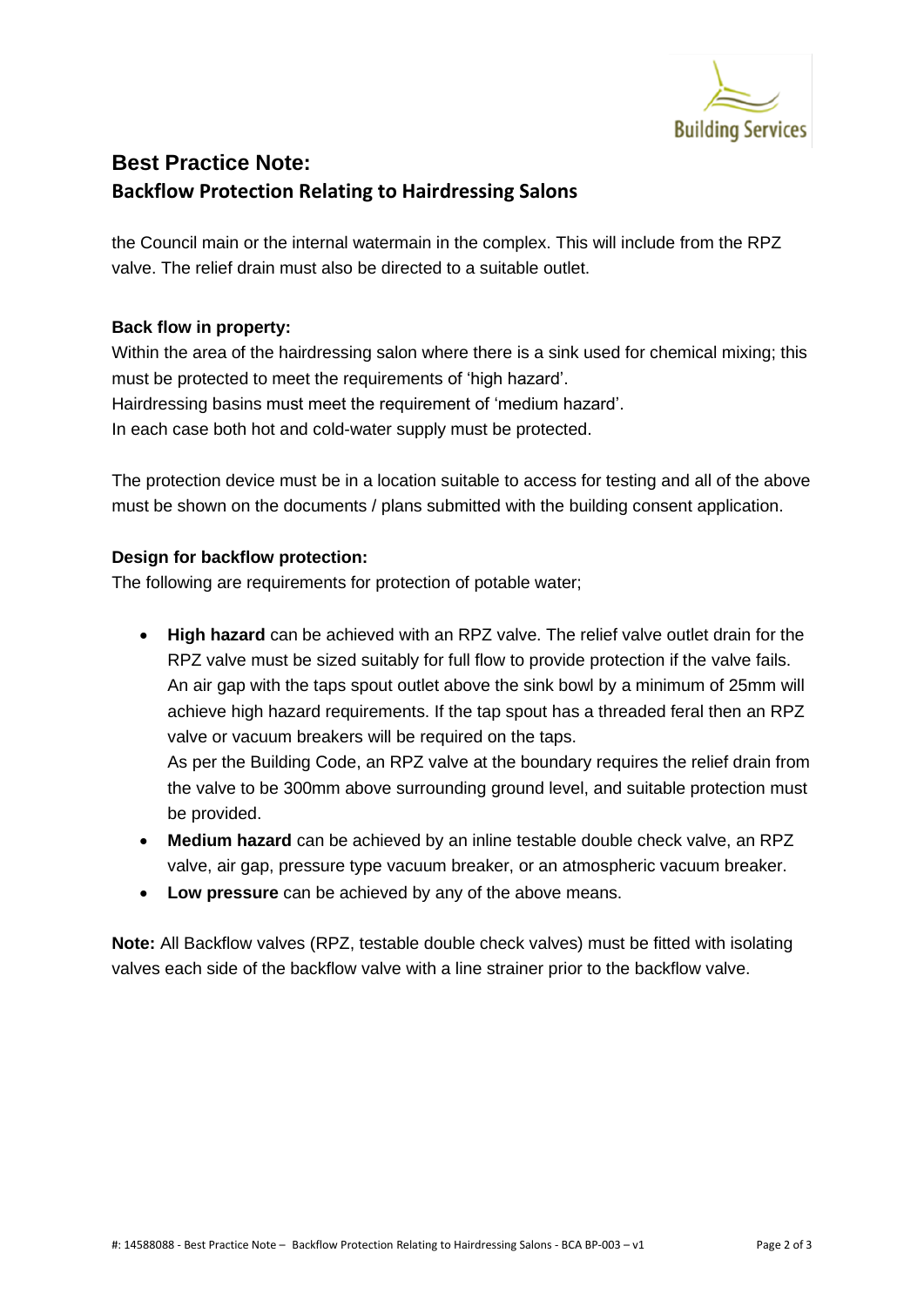# Best Practice Note:
## Backflow Protection Relating to Hairdressing Salons

the Council main or the internal watermain in the complex. This will include from the RPZ valve. The relief drain must also be directed to a suitable outlet.

**Back flow in property:**

Within the area of the hairdressing salon where there is a sink used for chemical mixing; this must be protected to meet the requirements of 'high hazard'.
Hairdressing basins must meet the requirement of 'medium hazard'.
In each case both hot and cold-water supply must be protected.

The protection device must be in a location suitable to access for testing and all of the above must be shown on the documents / plans submitted with the building consent application.

**Design for backflow protection:**

The following are requirements for protection of potable water;

- **High hazard** can be achieved with an RPZ valve. The relief valve outlet drain for the RPZ valve must be sized suitably for full flow to provide protection if the valve fails. An air gap with the taps spout outlet above the sink bowl by a minimum of 25mm will achieve high hazard requirements. If the tap spout has a threaded feral then an RPZ valve or vacuum breakers will be required on the taps.
  As per the Building Code, an RPZ valve at the boundary requires the relief drain from the valve to be 300mm above surrounding ground level, and suitable protection must be provided.
- **Medium hazard** can be achieved by an inline testable double check valve, an RPZ valve, air gap, pressure type vacuum breaker, or an atmospheric vacuum breaker.
- **Low pressure** can be achieved by any of the above means.

**Note:** All Backflow valves (RPZ, testable double check valves) must be fitted with isolating valves each side of the backflow valve with a line strainer prior to the backflow valve.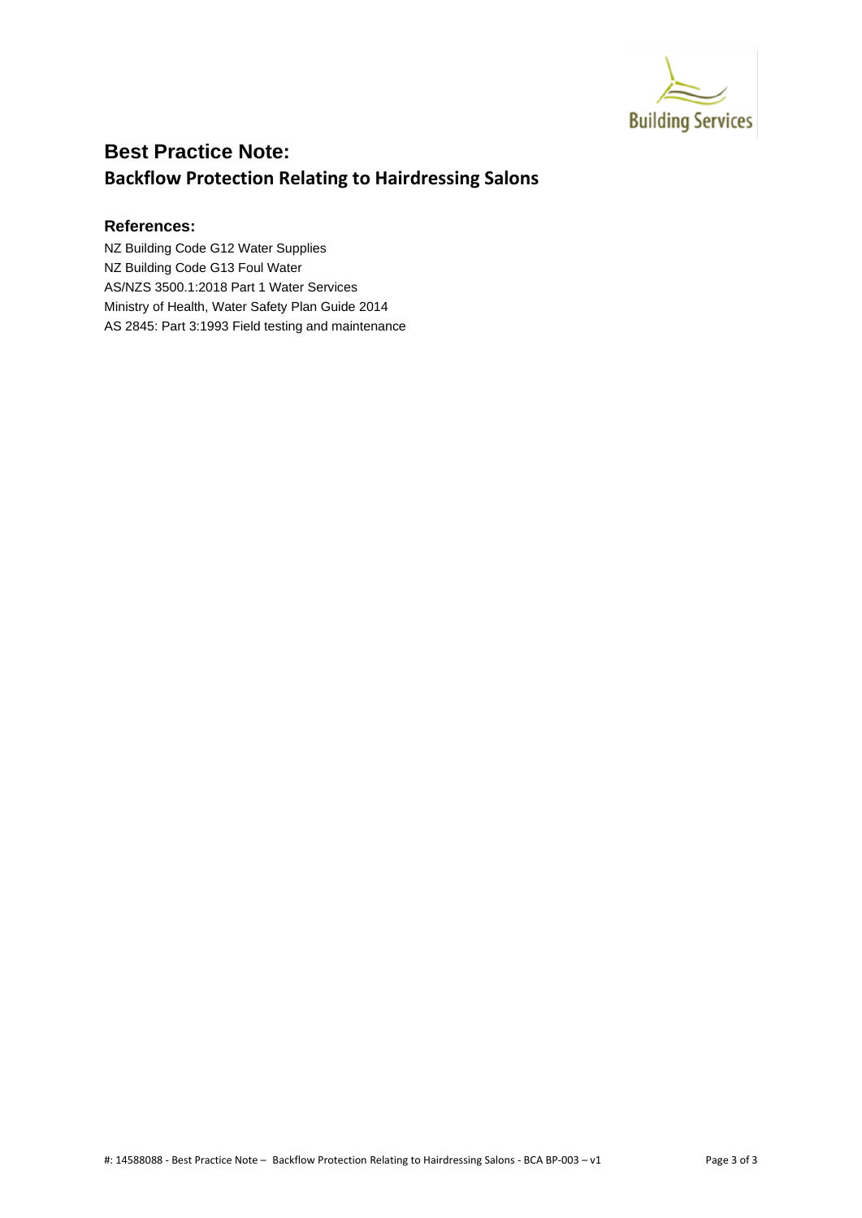# Best Practice Note:

## Backflow Protection Relating to Hairdressing Salons

### References:

NZ Building Code G12 Water Supplies
NZ Building Code G13 Foul Water
AS/NZS 3500.1:2018 Part 1 Water Services
Ministry of Health, Water Safety Plan Guide 2014
AS 2845: Part 3:1993 Field testing and maintenance